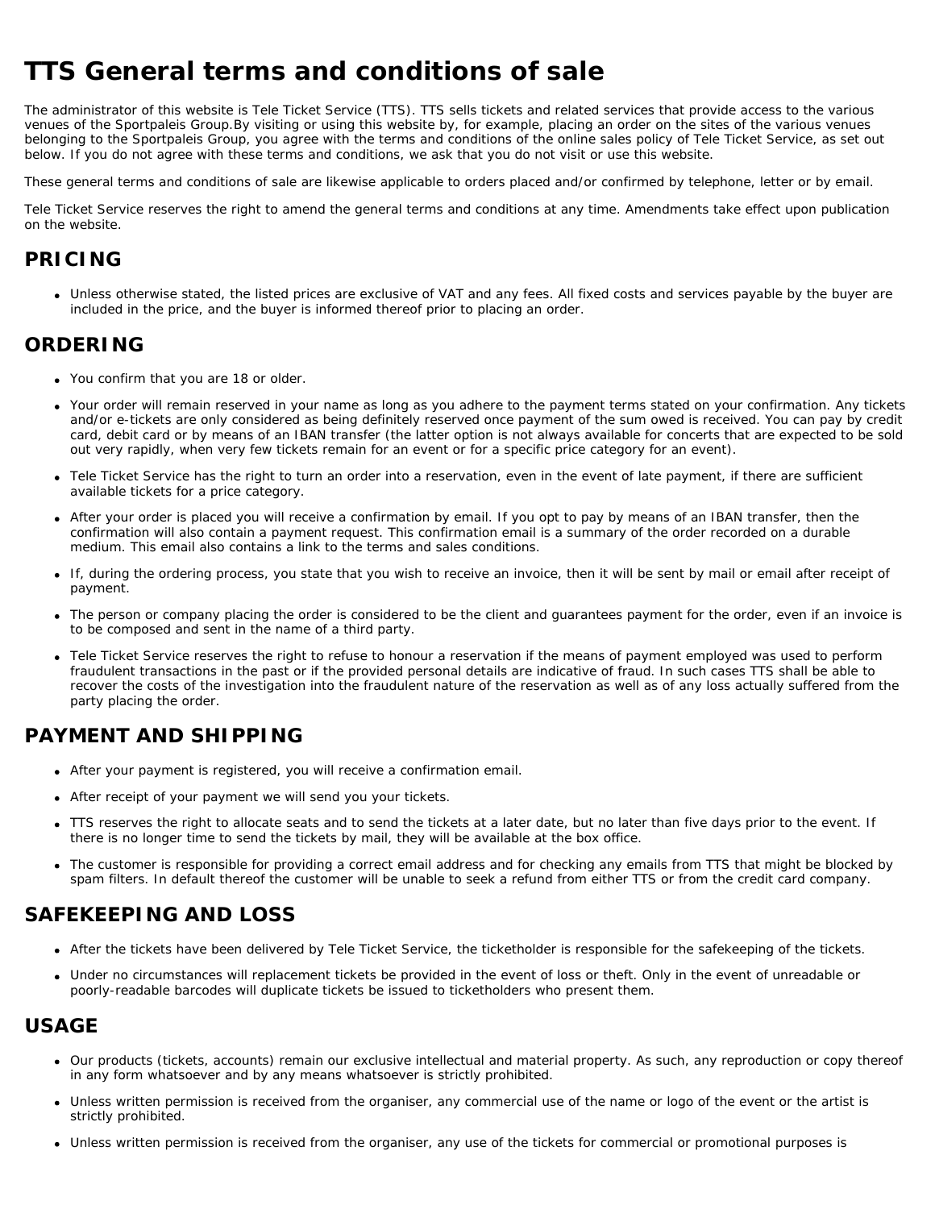# TTS General terms and conditions of sale

The administrator of this website is Tele Ticket Service (TTS). TTS sells tickets and related services that provide access to the various venues of the Sportpaleis Group.By visiting or using this website by, for example, placing an order on the sites of the various venues belonging to the Sportpaleis Group, you agree with the terms and conditions of the online sales policy of Tele Ticket Service, as set out below. If you do not agree with these terms and conditions, we ask that you do not visit or use this website.

These general terms and conditions of sale are likewise applicable to orders placed and/or confirmed by telephone, letter or by email.

Tele Ticket Service reserves the right to amend the general terms and conditions at any time. Amendments take effect upon publication on the website.

## PRICING

- Unless otherwise stated, the listed prices are exclusive of VAT and any fees. All fixed costs and services payable by the buyer are included in the price, and the buyer is informed thereof prior to placing an order.

## ORDERING

- You confirm that you are 18 or older.
- Your order will remain reserved in your name as long as you adhere to the payment terms stated on your confirmation. Any tickets and/or e-tickets are only considered as being definitely reserved once payment of the sum owed is received. You can pay by credit card, debit card or by means of an IBAN transfer (the latter option is not always available for concerts that are expected to be sold out very rapidly, when very few tickets remain for an event or for a specific price category for an event).
- Tele Ticket Service has the right to turn an order into a reservation, even in the event of late payment, if there are sufficient available tickets for a price category.
- After your order is placed you will receive a confirmation by email. If you opt to pay by means of an IBAN transfer, then the confirmation will also contain a payment request. This confirmation email is a summary of the order recorded on a durable medium. This email also contains a link to the terms and sales conditions.
- If, during the ordering process, you state that you wish to receive an invoice, then it will be sent by mail or email after receipt of payment.
- The person or company placing the order is considered to be the client and guarantees payment for the order, even if an invoice is to be composed and sent in the name of a third party.
- Tele Ticket Service reserves the right to refuse to honour a reservation if the means of payment employed was used to perform fraudulent transactions in the past or if the provided personal details are indicative of fraud. In such cases TTS shall be able to recover the costs of the investigation into the fraudulent nature of the reservation as well as of any loss actually suffered from the party placing the order.

## PAYMENT AND SHIPPING

- After your payment is registered, you will receive a confirmation email.
- After receipt of your payment we will send you your tickets.
- TTS reserves the right to allocate seats and to send the tickets at a later date, but no later than five days prior to the event. If there is no longer time to send the tickets by mail, they will be available at the box office.
- The customer is responsible for providing a correct email address and for checking any emails from TTS that might be blocked by spam filters. In default thereof the customer will be unable to seek a refund from either TTS or from the credit card company.

## SAFEKEEPING AND LOSS

- After the tickets have been delivered by Tele Ticket Service, the ticketholder is responsible for the safekeeping of the tickets.
- Under no circumstances will replacement tickets be provided in the event of loss or theft. Only in the event of unreadable or poorly-readable barcodes will duplicate tickets be issued to ticketholders who present them.

## USAGE

- Our products (tickets, accounts) remain our exclusive intellectual and material property. As such, any reproduction or copy thereof in any form whatsoever and by any means whatsoever is strictly prohibited.
- Unless written permission is received from the organiser, any commercial use of the name or logo of the event or the artist is strictly prohibited.
- Unless written permission is received from the organiser, any use of the tickets for commercial or promotional purposes is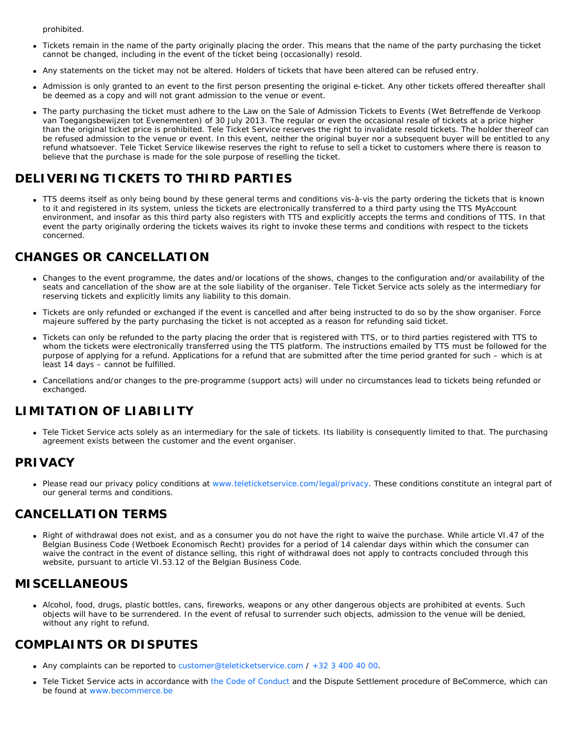prohibited.

- Tickets remain in the name of the party originally placing the order. This means that the name of the party purchasing the ticket cannot be changed, including in the event of the ticket being (occasionally) resold.
- Any statements on the ticket may not be altered. Holders of tickets that have been altered can be refused entry.
- Admission is only granted to an event to the first person presenting the original e-ticket. Any other tickets offered thereafter shall be deemed as a copy and will not grant admission to the venue or event.
- The party purchasing the ticket must adhere to the Law on the Sale of Admission Tickets to Events (Wet Betreffende de Verkoop van Toegangsbewijzen tot Evenementen) of 30 July 2013. The regular or even the occasional resale of tickets at a price higher than the original ticket price is prohibited. Tele Ticket Service reserves the right to invalidate resold tickets. The holder thereof can be refused admission to the venue or event. In this event, neither the original buyer nor a subsequent buyer will be entitled to any refund whatsoever. Tele Ticket Service likewise reserves the right to refuse to sell a ticket to customers where there is reason to believe that the purchase is made for the sole purpose of reselling the ticket.

## DELIVERING TICKETS TO THIRD PARTIES

- TTS deems itself as only being bound by these general terms and conditions vis-à-vis the party ordering the tickets that is known to it and registered in its system, unless the tickets are electronically transferred to a third party using the TTS MyAccount environment, and insofar as this third party also registers with TTS and explicitly accepts the terms and conditions of TTS. In that event the party originally ordering the tickets waives its right to invoke these terms and conditions with respect to the tickets concerned.

## CHANGES OR CANCELLATION

- Changes to the event programme, the dates and/or locations of the shows, changes to the configuration and/or availability of the seats and cancellation of the show are at the sole liability of the organiser. Tele Ticket Service acts solely as the intermediary for reserving tickets and explicitly limits any liability to this domain.
- Tickets are only refunded or exchanged if the event is cancelled and after being instructed to do so by the show organiser. Force majeure suffered by the party purchasing the ticket is not accepted as a reason for refunding said ticket.
- Tickets can only be refunded to the party placing the order that is registered with TTS, or to third parties registered with TTS to whom the tickets were electronically transferred using the TTS platform. The instructions emailed by TTS must be followed for the purpose of applying for a refund. Applications for a refund that are submitted after the time period granted for such – which is at least 14 days – cannot be fulfilled.
- Cancellations and/or changes to the pre-programme (support acts) will under no circumstances lead to tickets being refunded or exchanged.

## LIMITATION OF LIABILITY

- Tele Ticket Service acts solely as an intermediary for the sale of tickets. Its liability is consequently limited to that. The purchasing agreement exists between the customer and the event organiser.

## PRIVACY

- Please read our privacy policy conditions at www.teleticketservice.com/legal/privacy. These conditions constitute an integral part of our general terms and conditions.

## CANCELLATION TERMS

- Right of withdrawal does not exist, and as a consumer you do not have the right to waive the purchase. While article VI.47 of the Belgian Business Code (Wetboek Economisch Recht) provides for a period of 14 calendar days within which the consumer can waive the contract in the event of distance selling, this right of withdrawal does not apply to contracts concluded through this website, pursuant to article VI.53.12 of the Belgian Business Code.

## MISCELLANEOUS

- Alcohol, food, drugs, plastic bottles, cans, fireworks, weapons or any other dangerous objects are prohibited at events. Such objects will have to be surrendered. In the event of refusal to surrender such objects, admission to the venue will be denied, without any right to refund.

## COMPLAINTS OR DISPUTES

- Any complaints can be reported to customer@teleticketservice.com / +32 3 400 40 00.
- Tele Ticket Service acts in accordance with the Code of Conduct and the Dispute Settlement procedure of BeCommerce, which can be found at www.becommerce.be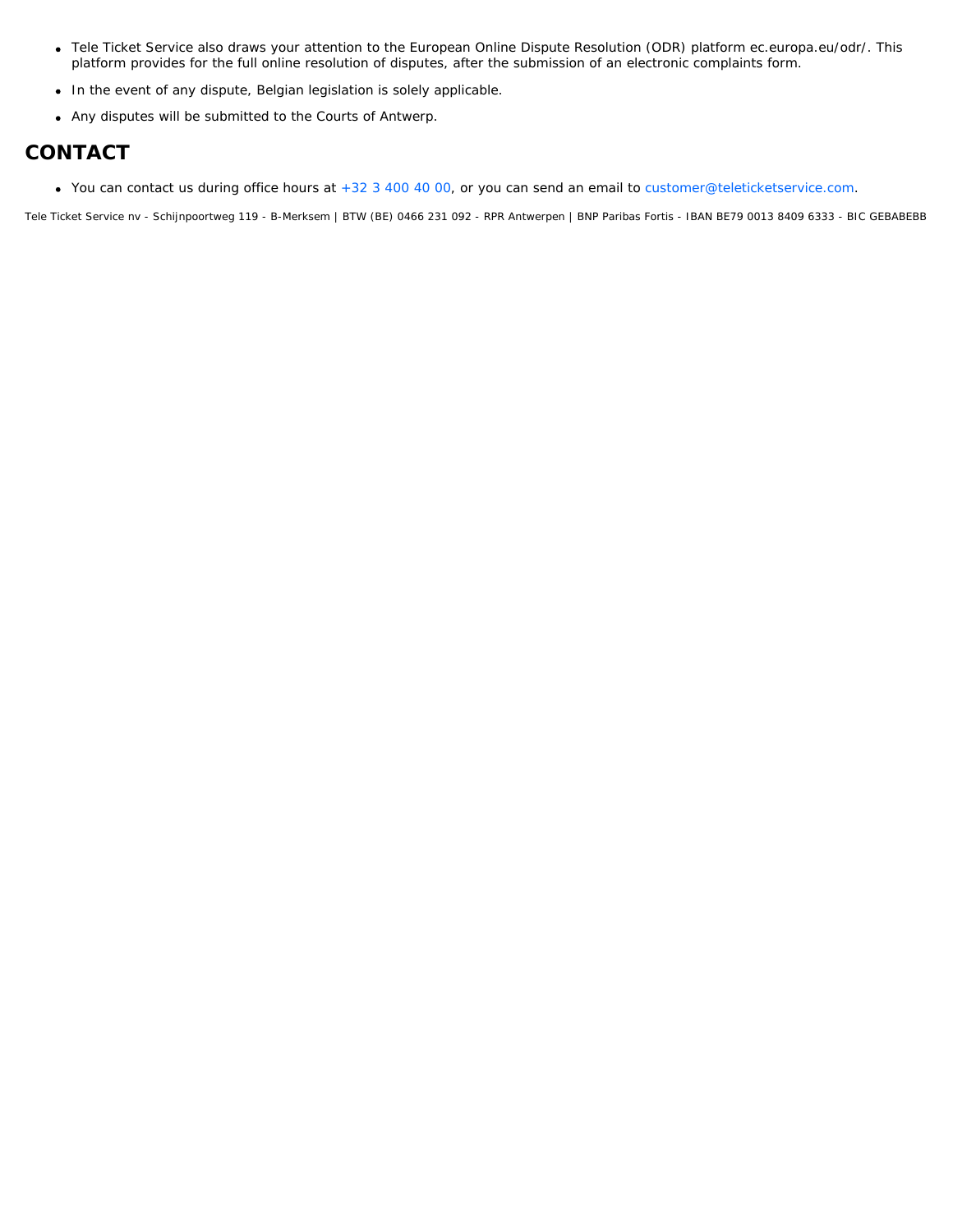- Tele Ticket Service also draws your attention to the European Online Dispute Resolution (ODR) platform ec.europa.eu/odr/. This platform provides for the full online resolution of disputes, after the submission of an electronic complaints form.
- In the event of any dispute, Belgian legislation is solely applicable.
- Any disputes will be submitted to the Courts of Antwerp.

## CONTACT

- You can contact us during office hours at +32 3 400 40 00, or you can send an email to customer@teleticketservice.com.

Tele Ticket Service nv - Schijnpoortweg 119 - B-Merksem | BTW (BE) 0466 231 092 - RPR Antwerpen | BNP Paribas Fortis - IBAN BE79 0013 8409 6333 - BIC GEBABEBB